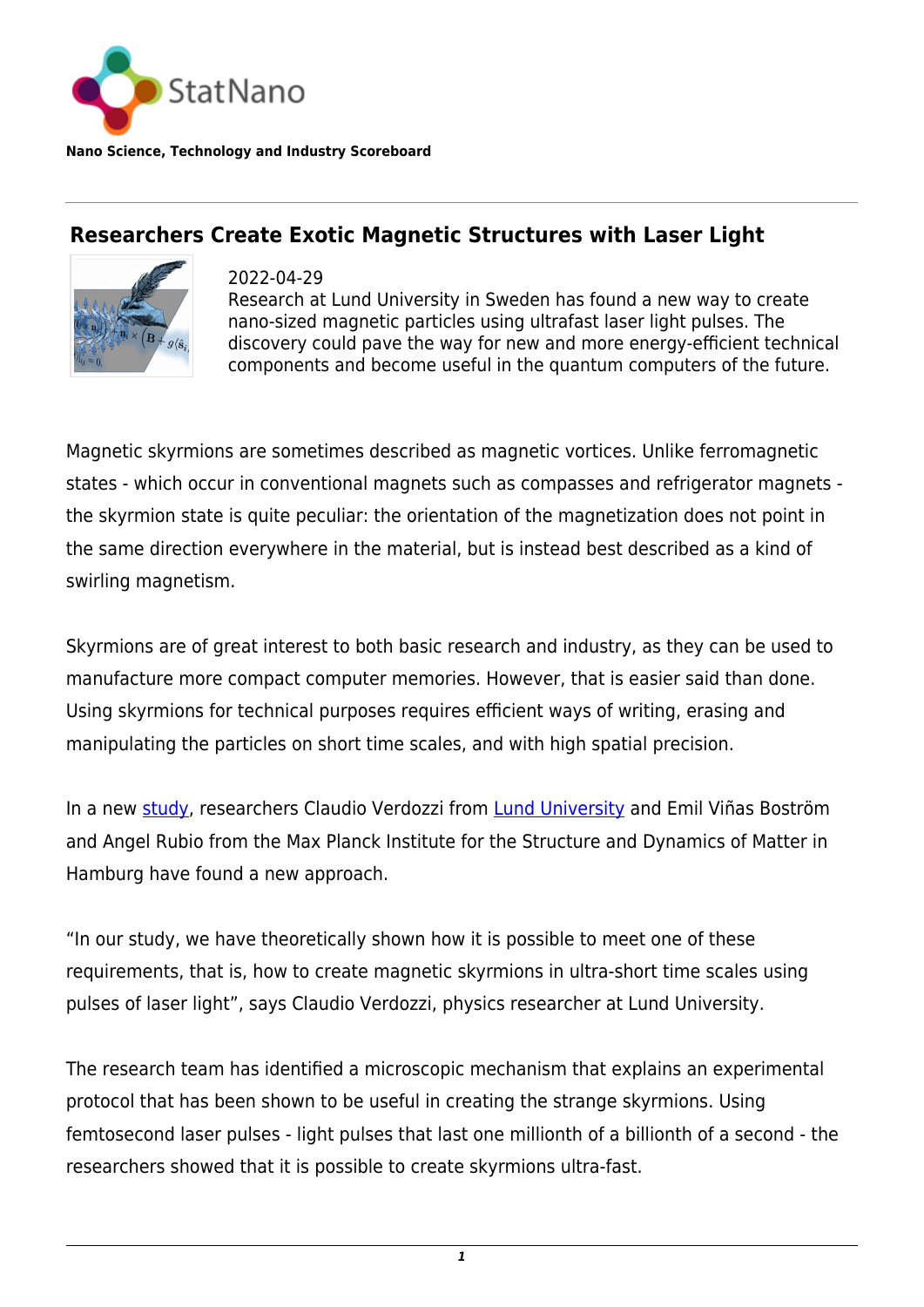StatNano

**Nano Science, Technology and Industry Scoreboard**

## Researchers Create Exotic Magnetic Structures with Laser Light

2022-04-29

Research at Lund University in Sweden has found a new way to create nano-sized magnetic particles using ultrafast laser light pulses. The discovery could pave the way for new and more energy-efficient technical components and become useful in the quantum computers of the future.

Magnetic skyrmions are sometimes described as magnetic vortices. Unlike ferromagnetic states - which occur in conventional magnets such as compasses and refrigerator magnets - the skyrmion state is quite peculiar: the orientation of the magnetization does not point in the same direction everywhere in the material, but is instead best described as a kind of swirling magnetism.

Skyrmions are of great interest to both basic research and industry, as they can be used to manufacture more compact computer memories. However, that is easier said than done. Using skyrmions for technical purposes requires efficient ways of writing, erasing and manipulating the particles on short time scales, and with high spatial precision.

In a new study, researchers Claudio Verdozzi from Lund University and Emil Viñas Boström and Angel Rubio from the Max Planck Institute for the Structure and Dynamics of Matter in Hamburg have found a new approach.

“In our study, we have theoretically shown how it is possible to meet one of these requirements, that is, how to create magnetic skyrmions in ultra-short time scales using pulses of laser light”, says Claudio Verdozzi, physics researcher at Lund University.

The research team has identified a microscopic mechanism that explains an experimental protocol that has been shown to be useful in creating the strange skyrmions. Using femtosecond laser pulses - light pulses that last one millionth of a billionth of a second - the researchers showed that it is possible to create skyrmions ultra-fast.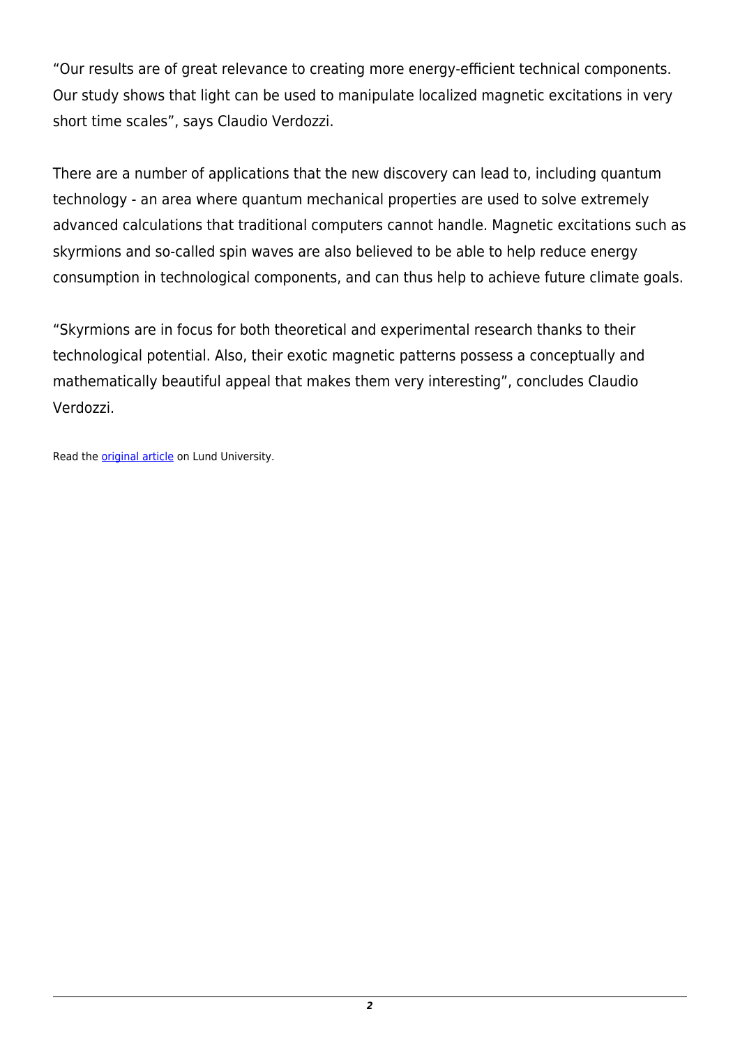“Our results are of great relevance to creating more energy-efficient technical components. Our study shows that light can be used to manipulate localized magnetic excitations in very short time scales”, says Claudio Verdozzi.

There are a number of applications that the new discovery can lead to, including quantum technology - an area where quantum mechanical properties are used to solve extremely advanced calculations that traditional computers cannot handle. Magnetic excitations such as skyrmions and so-called spin waves are also believed to be able to help reduce energy consumption in technological components, and can thus help to achieve future climate goals.

“Skyrmions are in focus for both theoretical and experimental research thanks to their technological potential. Also, their exotic magnetic patterns possess a conceptually and mathematically beautiful appeal that makes them very interesting”, concludes Claudio Verdozzi.

Read the [original article] on Lund University.